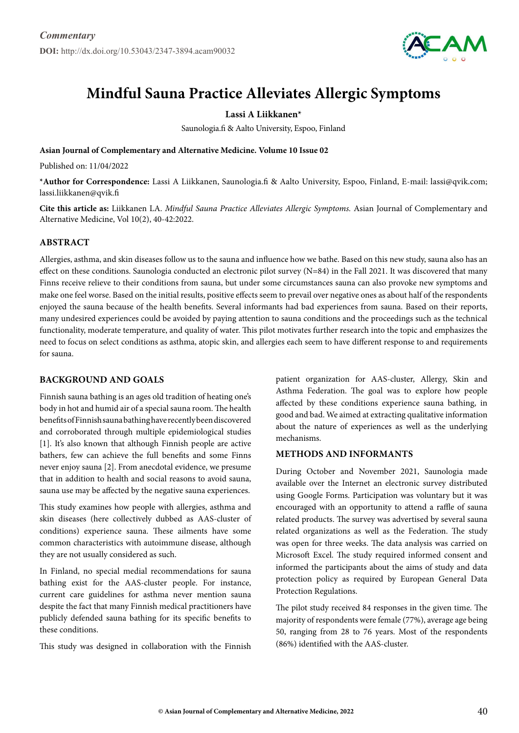*Commentary*

**DOI:** http://dx.doi.org/10.53043/2347-3894.acam90032

# Mindful Sauna Practice Alleviates Allergic Symptoms

**Lassi A Liikkanen***

Saunologia.fi & Aalto University, Espoo, Finland

**Asian Journal of Complementary and Alternative Medicine. Volume 10 Issue 02**

Published on: 11/04/2022

***Author for Correspondence:** Lassi A Liikkanen, Saunologia.fi & Aalto University, Espoo, Finland, E-mail: lassi@qvik.com; lassi.liikkanen@qvik.fi

**Cite this article as:** Liikkanen LA. *Mindful Sauna Practice Alleviates Allergic Symptoms.* Asian Journal of Complementary and Alternative Medicine, Vol 10(2), 40-42:2022.

## ABSTRACT

Allergies, asthma, and skin diseases follow us to the sauna and influence how we bathe. Based on this new study, sauna also has an effect on these conditions. Saunologia conducted an electronic pilot survey (N=84) in the Fall 2021. It was discovered that many Finns receive relieve to their conditions from sauna, but under some circumstances sauna can also provoke new symptoms and make one feel worse. Based on the initial results, positive effects seem to prevail over negative ones as about half of the respondents enjoyed the sauna because of the health benefits. Several informants had bad experiences from sauna. Based on their reports, many undesired experiences could be avoided by paying attention to sauna conditions and the proceedings such as the technical functionality, moderate temperature, and quality of water. This pilot motivates further research into the topic and emphasizes the need to focus on select conditions as asthma, atopic skin, and allergies each seem to have different response to and requirements for sauna.

## BACKGROUND AND GOALS

Finnish sauna bathing is an ages old tradition of heating one's body in hot and humid air of a special sauna room. The health benefits of Finnish sauna bathing have recently been discovered and corroborated through multiple epidemiological studies [1]. It's also known that although Finnish people are active bathers, few can achieve the full benefits and some Finns never enjoy sauna [2]. From anecdotal evidence, we presume that in addition to health and social reasons to avoid sauna, sauna use may be affected by the negative sauna experiences.

This study examines how people with allergies, asthma and skin diseases (here collectively dubbed as AAS-cluster of conditions) experience sauna. These ailments have some common characteristics with autoimmune disease, although they are not usually considered as such.

In Finland, no special medial recommendations for sauna bathing exist for the AAS-cluster people. For instance, current care guidelines for asthma never mention sauna despite the fact that many Finnish medical practitioners have publicly defended sauna bathing for its specific benefits to these conditions.

This study was designed in collaboration with the Finnish patient organization for AAS-cluster, Allergy, Skin and Asthma Federation. The goal was to explore how people affected by these conditions experience sauna bathing, in good and bad. We aimed at extracting qualitative information about the nature of experiences as well as the underlying mechanisms.

## METHODS AND INFORMANTS

During October and November 2021, Saunologia made available over the Internet an electronic survey distributed using Google Forms. Participation was voluntary but it was encouraged with an opportunity to attend a raffle of sauna related products. The survey was advertised by several sauna related organizations as well as the Federation. The study was open for three weeks. The data analysis was carried on Microsoft Excel. The study required informed consent and informed the participants about the aims of study and data protection policy as required by European General Data Protection Regulations.

The pilot study received 84 responses in the given time. The majority of respondents were female (77%), average age being 50, ranging from 28 to 76 years. Most of the respondents (86%) identified with the AAS-cluster.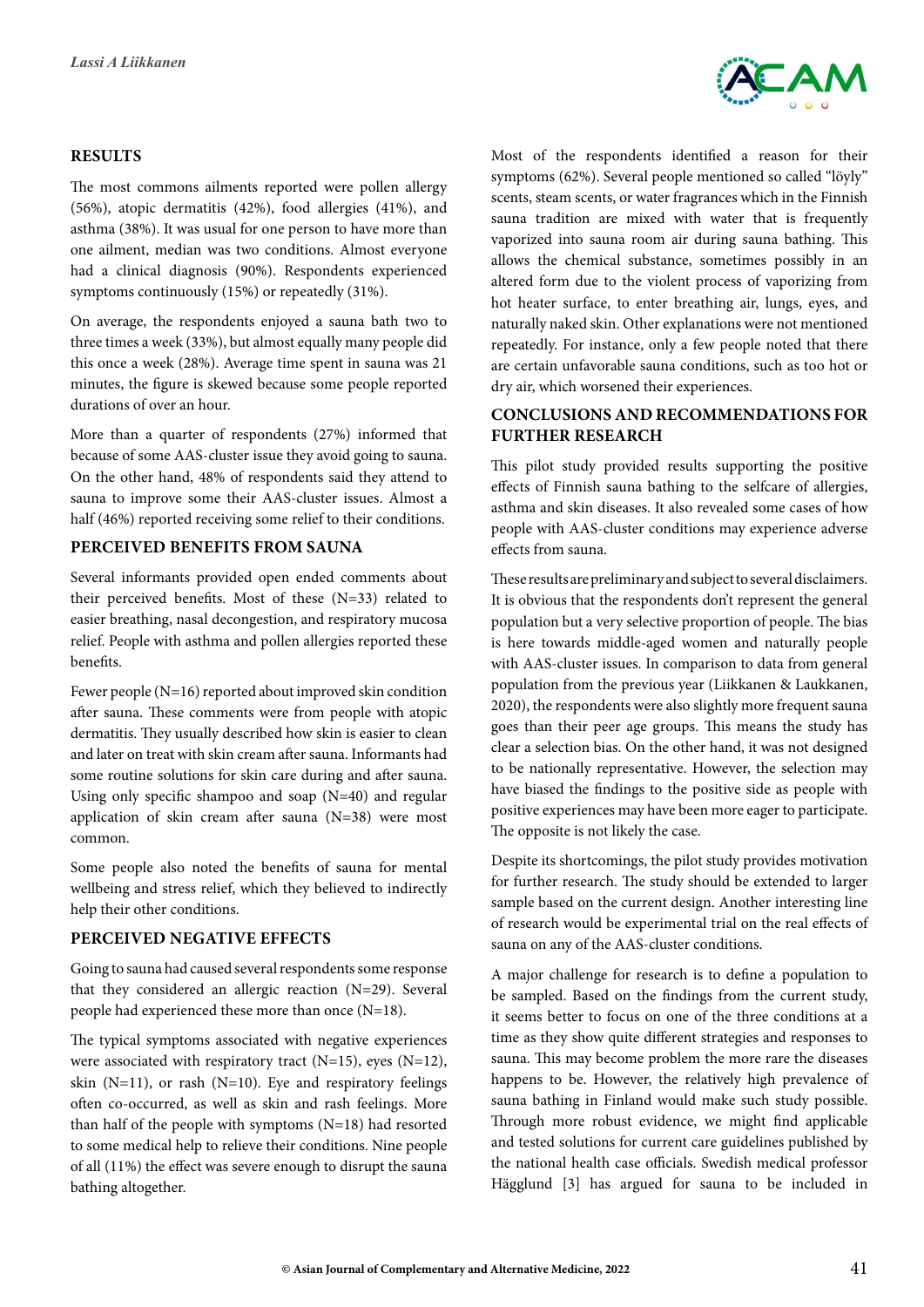## RESULTS

The most commons ailments reported were pollen allergy (56%), atopic dermatitis (42%), food allergies (41%), and asthma (38%). It was usual for one person to have more than one ailment, median was two conditions. Almost everyone had a clinical diagnosis (90%). Respondents experienced symptoms continuously (15%) or repeatedly (31%).

On average, the respondents enjoyed a sauna bath two to three times a week (33%), but almost equally many people did this once a week (28%). Average time spent in sauna was 21 minutes, the figure is skewed because some people reported durations of over an hour.

More than a quarter of respondents (27%) informed that because of some AAS-cluster issue they avoid going to sauna. On the other hand, 48% of respondents said they attend to sauna to improve some their AAS-cluster issues. Almost a half (46%) reported receiving some relief to their conditions.

## PERCEIVED BENEFITS FROM SAUNA

Several informants provided open ended comments about their perceived benefits. Most of these (N=33) related to easier breathing, nasal decongestion, and respiratory mucosa relief. People with asthma and pollen allergies reported these benefits.

Fewer people (N=16) reported about improved skin condition after sauna. These comments were from people with atopic dermatitis. They usually described how skin is easier to clean and later on treat with skin cream after sauna. Informants had some routine solutions for skin care during and after sauna. Using only specific shampoo and soap (N=40) and regular application of skin cream after sauna (N=38) were most common.

Some people also noted the benefits of sauna for mental wellbeing and stress relief, which they believed to indirectly help their other conditions.

## PERCEIVED NEGATIVE EFFECTS

Going to sauna had caused several respondents some response that they considered an allergic reaction (N=29). Several people had experienced these more than once (N=18).

The typical symptoms associated with negative experiences were associated with respiratory tract (N=15), eyes (N=12), skin (N=11), or rash (N=10). Eye and respiratory feelings often co-occurred, as well as skin and rash feelings. More than half of the people with symptoms (N=18) had resorted to some medical help to relieve their conditions. Nine people of all (11%) the effect was severe enough to disrupt the sauna bathing altogether.

Most of the respondents identified a reason for their symptoms (62%). Several people mentioned so called "löyly" scents, steam scents, or water fragrances which in the Finnish sauna tradition are mixed with water that is frequently vaporized into sauna room air during sauna bathing. This allows the chemical substance, sometimes possibly in an altered form due to the violent process of vaporizing from hot heater surface, to enter breathing air, lungs, eyes, and naturally naked skin. Other explanations were not mentioned repeatedly. For instance, only a few people noted that there are certain unfavorable sauna conditions, such as too hot or dry air, which worsened their experiences.

## CONCLUSIONS AND RECOMMENDATIONS FOR FURTHER RESEARCH

This pilot study provided results supporting the positive effects of Finnish sauna bathing to the selfcare of allergies, asthma and skin diseases. It also revealed some cases of how people with AAS-cluster conditions may experience adverse effects from sauna.

These results are preliminary and subject to several disclaimers. It is obvious that the respondents don't represent the general population but a very selective proportion of people. The bias is here towards middle-aged women and naturally people with AAS-cluster issues. In comparison to data from general population from the previous year (Liikkanen & Laukkanen, 2020), the respondents were also slightly more frequent sauna goes than their peer age groups. This means the study has clear a selection bias. On the other hand, it was not designed to be nationally representative. However, the selection may have biased the findings to the positive side as people with positive experiences may have been more eager to participate. The opposite is not likely the case.

Despite its shortcomings, the pilot study provides motivation for further research. The study should be extended to larger sample based on the current design. Another interesting line of research would be experimental trial on the real effects of sauna on any of the AAS-cluster conditions.

A major challenge for research is to define a population to be sampled. Based on the findings from the current study, it seems better to focus on one of the three conditions at a time as they show quite different strategies and responses to sauna. This may become problem the more rare the diseases happens to be. However, the relatively high prevalence of sauna bathing in Finland would make such study possible. Through more robust evidence, we might find applicable and tested solutions for current care guidelines published by the national health case officials. Swedish medical professor Hägglund [3] has argued for sauna to be included in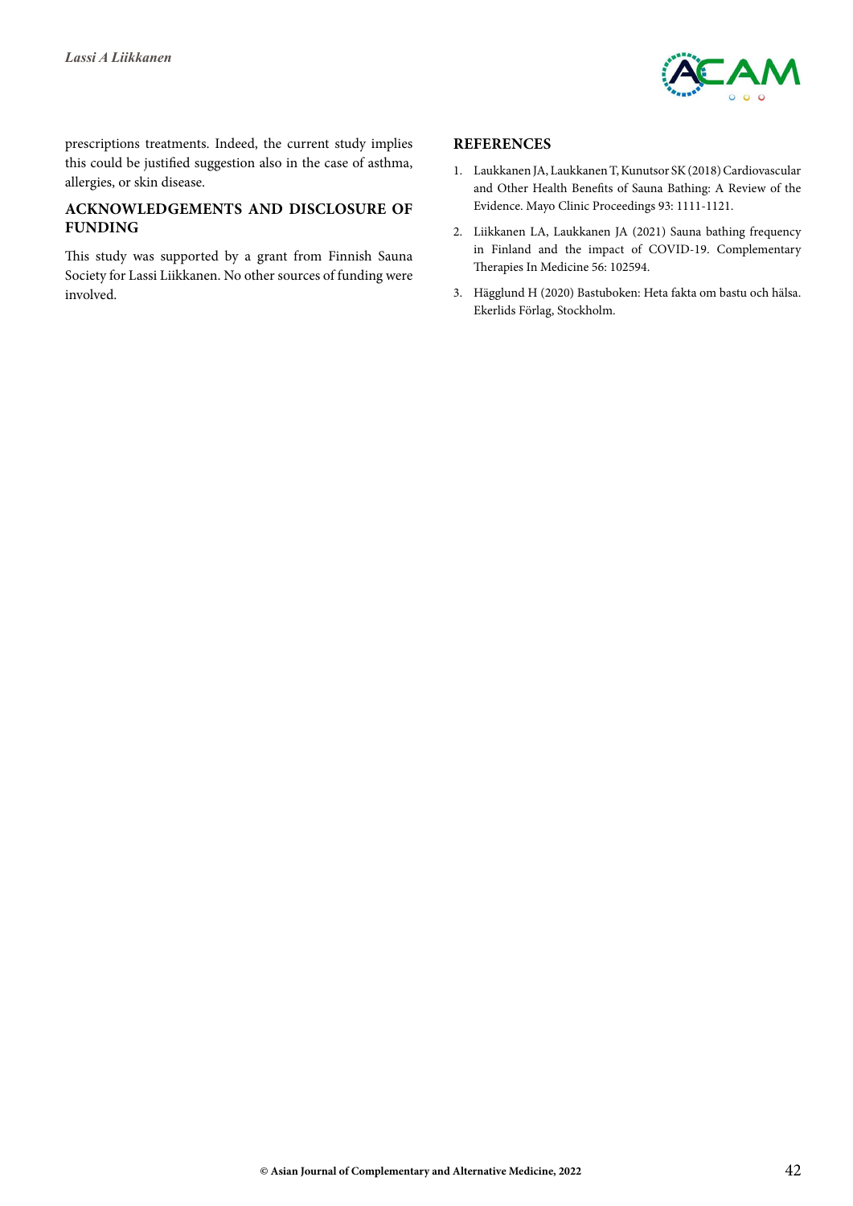prescriptions treatments. Indeed, the current study implies this could be justified suggestion also in the case of asthma, allergies, or skin disease.

## ACKNOWLEDGEMENTS AND DISCLOSURE OF FUNDING

This study was supported by a grant from Finnish Sauna Society for Lassi Liikkanen. No other sources of funding were involved.

## REFERENCES

1. Laukkanen JA, Laukkanen T, Kunutsor SK (2018) Cardiovascular and Other Health Benefits of Sauna Bathing: A Review of the Evidence. Mayo Clinic Proceedings 93: 1111-1121.
2. Liikkanen LA, Laukkanen JA (2021) Sauna bathing frequency in Finland and the impact of COVID-19. Complementary Therapies In Medicine 56: 102594.
3. Hägglund H (2020) Bastuboken: Heta fakta om bastu och hälsa. Ekerlids Förlag, Stockholm.